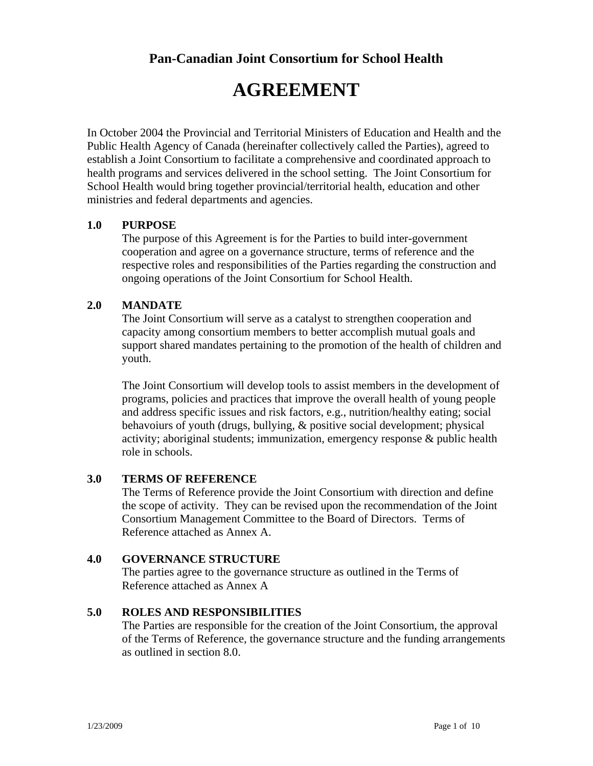## Pan-Canadian Joint Consortium for School Health

# AGREEMENT

In October 2004 the Provincial and Territorial Ministers of Education and Health and the Public Health Agency of Canada (hereinafter collectively called the Parties), agreed to establish a Joint Consortium to facilitate a comprehensive and coordinated approach to health programs and services delivered in the school setting. The Joint Consortium for School Health would bring together provincial/territorial health, education and other ministries and federal departments and agencies.

### 1.0 PURPOSE

The purpose of this Agreement is for the Parties to build inter-government cooperation and agree on a governance structure, terms of reference and the respective roles and responsibilities of the Parties regarding the construction and ongoing operations of the Joint Consortium for School Health.

### 2.0 MANDATE

The Joint Consortium will serve as a catalyst to strengthen cooperation and capacity among consortium members to better accomplish mutual goals and support shared mandates pertaining to the promotion of the health of children and youth.

The Joint Consortium will develop tools to assist members in the development of programs, policies and practices that improve the overall health of young people and address specific issues and risk factors, e.g., nutrition/healthy eating; social behavoiurs of youth (drugs, bullying, & positive social development; physical activity; aboriginal students; immunization, emergency response & public health role in schools.

### 3.0 TERMS OF REFERENCE

The Terms of Reference provide the Joint Consortium with direction and define the scope of activity. They can be revised upon the recommendation of the Joint Consortium Management Committee to the Board of Directors. Terms of Reference attached as Annex A.

### 4.0 GOVERNANCE STRUCTURE

The parties agree to the governance structure as outlined in the Terms of Reference attached as Annex A

### 5.0 ROLES AND RESPONSIBILITIES

The Parties are responsible for the creation of the Joint Consortium, the approval of the Terms of Reference, the governance structure and the funding arrangements as outlined in section 8.0.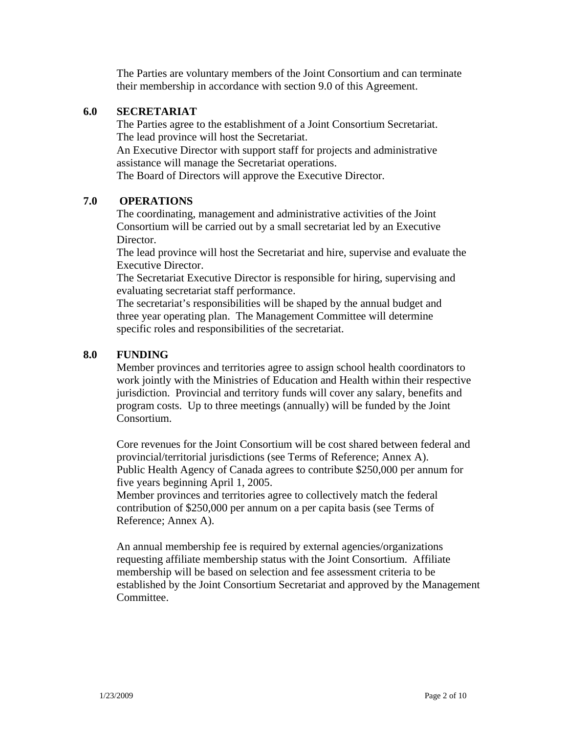The Parties are voluntary members of the Joint Consortium and can terminate their membership in accordance with section 9.0 of this Agreement.

## 6.0 SECRETARIAT

The Parties agree to the establishment of a Joint Consortium Secretariat.
The lead province will host the Secretariat.
An Executive Director with support staff for projects and administrative assistance will manage the Secretariat operations.
The Board of Directors will approve the Executive Director.

## 7.0 OPERATIONS

The coordinating, management and administrative activities of the Joint Consortium will be carried out by a small secretariat led by an Executive Director.
The lead province will host the Secretariat and hire, supervise and evaluate the Executive Director.
The Secretariat Executive Director is responsible for hiring, supervising and evaluating secretariat staff performance.
The secretariat's responsibilities will be shaped by the annual budget and three year operating plan. The Management Committee will determine specific roles and responsibilities of the secretariat.

## 8.0 FUNDING

Member provinces and territories agree to assign school health coordinators to work jointly with the Ministries of Education and Health within their respective jurisdiction. Provincial and territory funds will cover any salary, benefits and program costs. Up to three meetings (annually) will be funded by the Joint Consortium.

Core revenues for the Joint Consortium will be cost shared between federal and provincial/territorial jurisdictions (see Terms of Reference; Annex A).
Public Health Agency of Canada agrees to contribute $250,000 per annum for five years beginning April 1, 2005.
Member provinces and territories agree to collectively match the federal contribution of $250,000 per annum on a per capita basis (see Terms of Reference; Annex A).

An annual membership fee is required by external agencies/organizations requesting affiliate membership status with the Joint Consortium. Affiliate membership will be based on selection and fee assessment criteria to be established by the Joint Consortium Secretariat and approved by the Management Committee.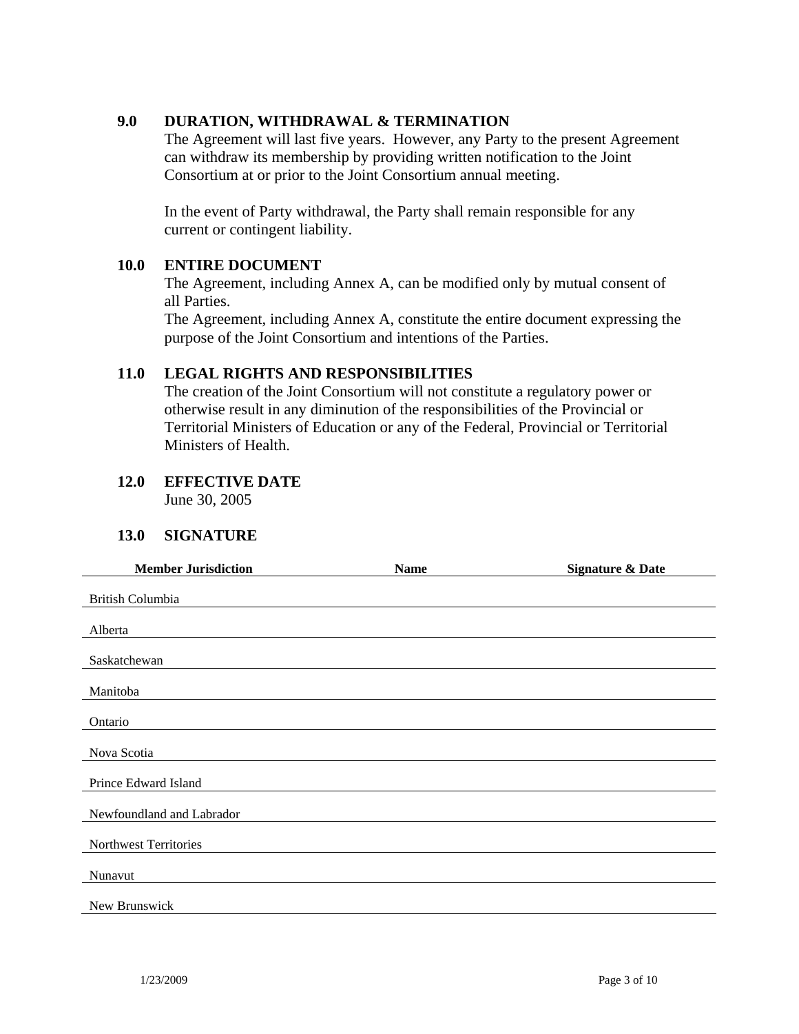## 9.0 DURATION, WITHDRAWAL & TERMINATION

The Agreement will last five years. However, any Party to the present Agreement can withdraw its membership by providing written notification to the Joint Consortium at or prior to the Joint Consortium annual meeting.

In the event of Party withdrawal, the Party shall remain responsible for any current or contingent liability.

## 10.0 ENTIRE DOCUMENT

The Agreement, including Annex A, can be modified only by mutual consent of all Parties.

The Agreement, including Annex A, constitute the entire document expressing the purpose of the Joint Consortium and intentions of the Parties.

## 11.0 LEGAL RIGHTS AND RESPONSIBILITIES

The creation of the Joint Consortium will not constitute a regulatory power or otherwise result in any diminution of the responsibilities of the Provincial or Territorial Ministers of Education or any of the Federal, Provincial or Territorial Ministers of Health.

## 12.0 EFFECTIVE DATE

June 30, 2005

## 13.0 SIGNATURE

| Member Jurisdiction | Name | Signature & Date |
|---|---|---|
| British Columbia | | |
| Alberta | | |
| Saskatchewan | | |
| Manitoba | | |
| Ontario | | |
| Nova Scotia | | |
| Prince Edward Island | | |
| Newfoundland and Labrador | | |
| Northwest Territories | | |
| Nunavut | | |
| New Brunswick | | |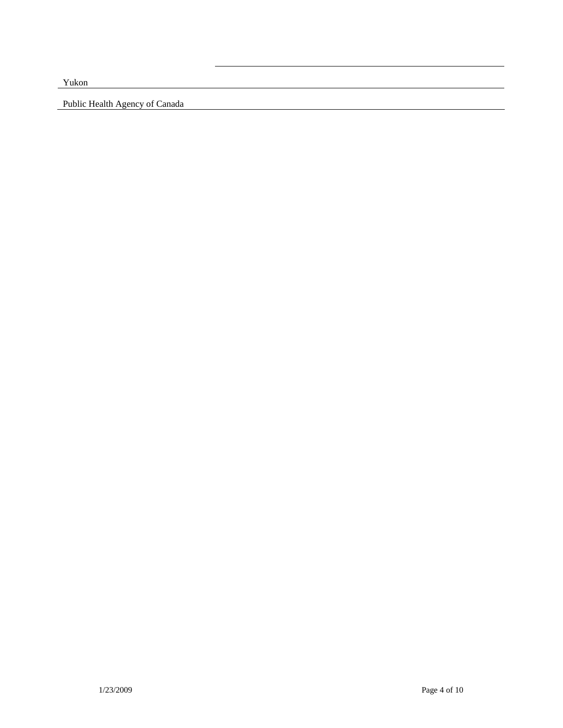Yukon

Public Health Agency of Canada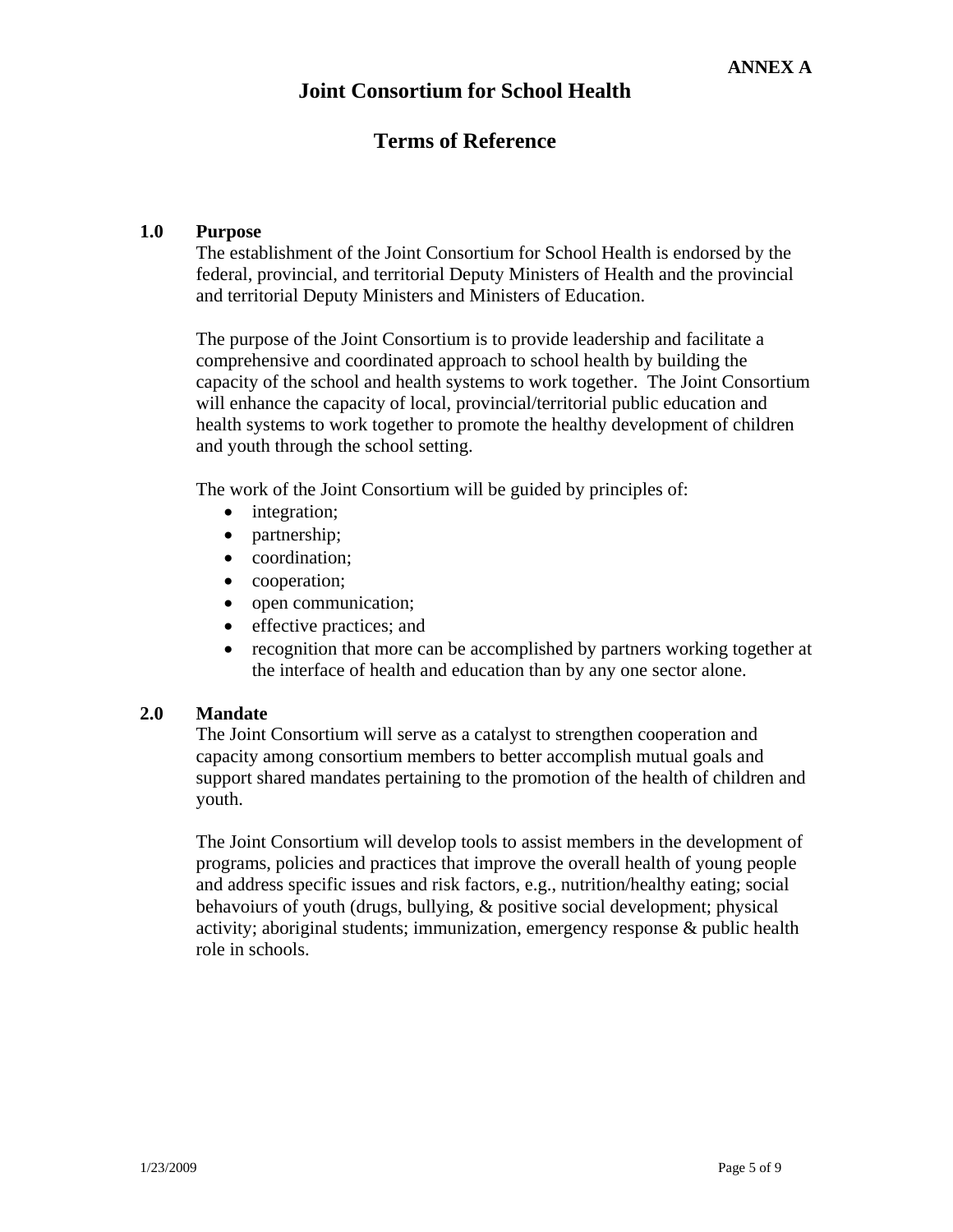**ANNEX A**

# Joint Consortium for School Health

## Terms of Reference

### 1.0 Purpose

The establishment of the Joint Consortium for School Health is endorsed by the federal, provincial, and territorial Deputy Ministers of Health and the provincial and territorial Deputy Ministers and Ministers of Education.

The purpose of the Joint Consortium is to provide leadership and facilitate a comprehensive and coordinated approach to school health by building the capacity of the school and health systems to work together. The Joint Consortium will enhance the capacity of local, provincial/territorial public education and health systems to work together to promote the healthy development of children and youth through the school setting.

The work of the Joint Consortium will be guided by principles of:

- integration;
- partnership;
- coordination;
- cooperation;
- open communication;
- effective practices; and
- recognition that more can be accomplished by partners working together at the interface of health and education than by any one sector alone.

### 2.0 Mandate

The Joint Consortium will serve as a catalyst to strengthen cooperation and capacity among consortium members to better accomplish mutual goals and support shared mandates pertaining to the promotion of the health of children and youth.

The Joint Consortium will develop tools to assist members in the development of programs, policies and practices that improve the overall health of young people and address specific issues and risk factors, e.g., nutrition/healthy eating; social behavoiurs of youth (drugs, bullying, & positive social development; physical activity; aboriginal students; immunization, emergency response & public health role in schools.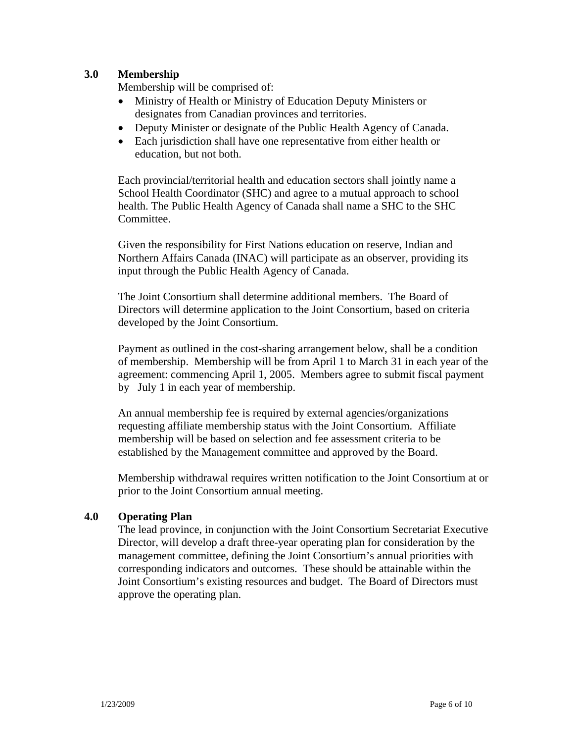## 3.0 Membership

Membership will be comprised of:

- Ministry of Health or Ministry of Education Deputy Ministers or designates from Canadian provinces and territories.
- Deputy Minister or designate of the Public Health Agency of Canada.
- Each jurisdiction shall have one representative from either health or education, but not both.

Each provincial/territorial health and education sectors shall jointly name a School Health Coordinator (SHC) and agree to a mutual approach to school health. The Public Health Agency of Canada shall name a SHC to the SHC Committee.

Given the responsibility for First Nations education on reserve, Indian and Northern Affairs Canada (INAC) will participate as an observer, providing its input through the Public Health Agency of Canada.

The Joint Consortium shall determine additional members. The Board of Directors will determine application to the Joint Consortium, based on criteria developed by the Joint Consortium.

Payment as outlined in the cost-sharing arrangement below, shall be a condition of membership. Membership will be from April 1 to March 31 in each year of the agreement: commencing April 1, 2005. Members agree to submit fiscal payment by July 1 in each year of membership.

An annual membership fee is required by external agencies/organizations requesting affiliate membership status with the Joint Consortium. Affiliate membership will be based on selection and fee assessment criteria to be established by the Management committee and approved by the Board.

Membership withdrawal requires written notification to the Joint Consortium at or prior to the Joint Consortium annual meeting.

## 4.0 Operating Plan

The lead province, in conjunction with the Joint Consortium Secretariat Executive Director, will develop a draft three-year operating plan for consideration by the management committee, defining the Joint Consortium's annual priorities with corresponding indicators and outcomes. These should be attainable within the Joint Consortium's existing resources and budget. The Board of Directors must approve the operating plan.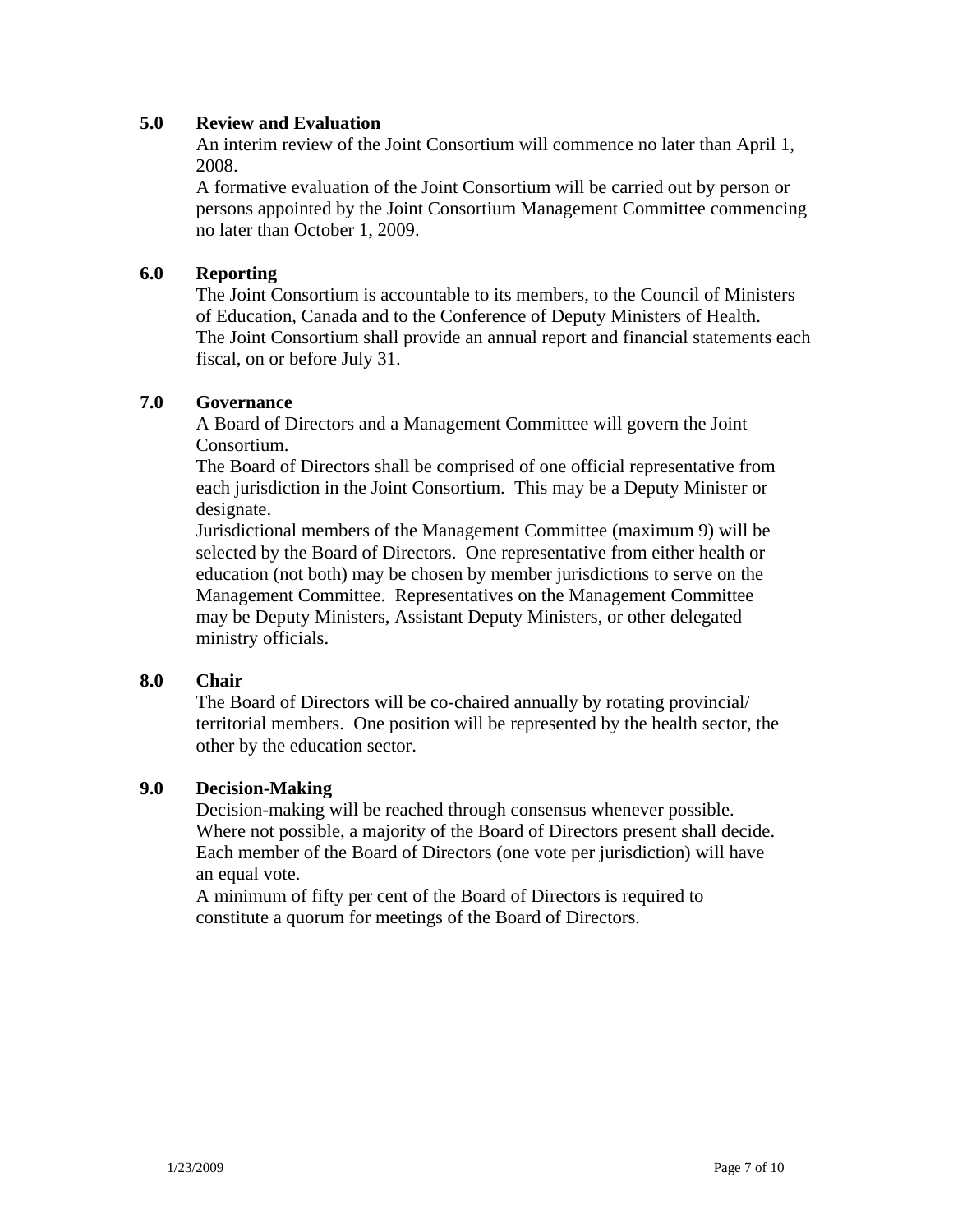## 5.0 Review and Evaluation

An interim review of the Joint Consortium will commence no later than April 1, 2008.

A formative evaluation of the Joint Consortium will be carried out by person or persons appointed by the Joint Consortium Management Committee commencing no later than October 1, 2009.

## 6.0 Reporting

The Joint Consortium is accountable to its members, to the Council of Ministers of Education, Canada and to the Conference of Deputy Ministers of Health.

The Joint Consortium shall provide an annual report and financial statements each fiscal, on or before July 31.

## 7.0 Governance

A Board of Directors and a Management Committee will govern the Joint Consortium.

The Board of Directors shall be comprised of one official representative from each jurisdiction in the Joint Consortium. This may be a Deputy Minister or designate.

Jurisdictional members of the Management Committee (maximum 9) will be selected by the Board of Directors. One representative from either health or education (not both) may be chosen by member jurisdictions to serve on the Management Committee. Representatives on the Management Committee may be Deputy Ministers, Assistant Deputy Ministers, or other delegated ministry officials.

## 8.0 Chair

The Board of Directors will be co-chaired annually by rotating provincial/ territorial members. One position will be represented by the health sector, the other by the education sector.

## 9.0 Decision-Making

Decision-making will be reached through consensus whenever possible. Where not possible, a majority of the Board of Directors present shall decide. Each member of the Board of Directors (one vote per jurisdiction) will have an equal vote.

A minimum of fifty per cent of the Board of Directors is required to constitute a quorum for meetings of the Board of Directors.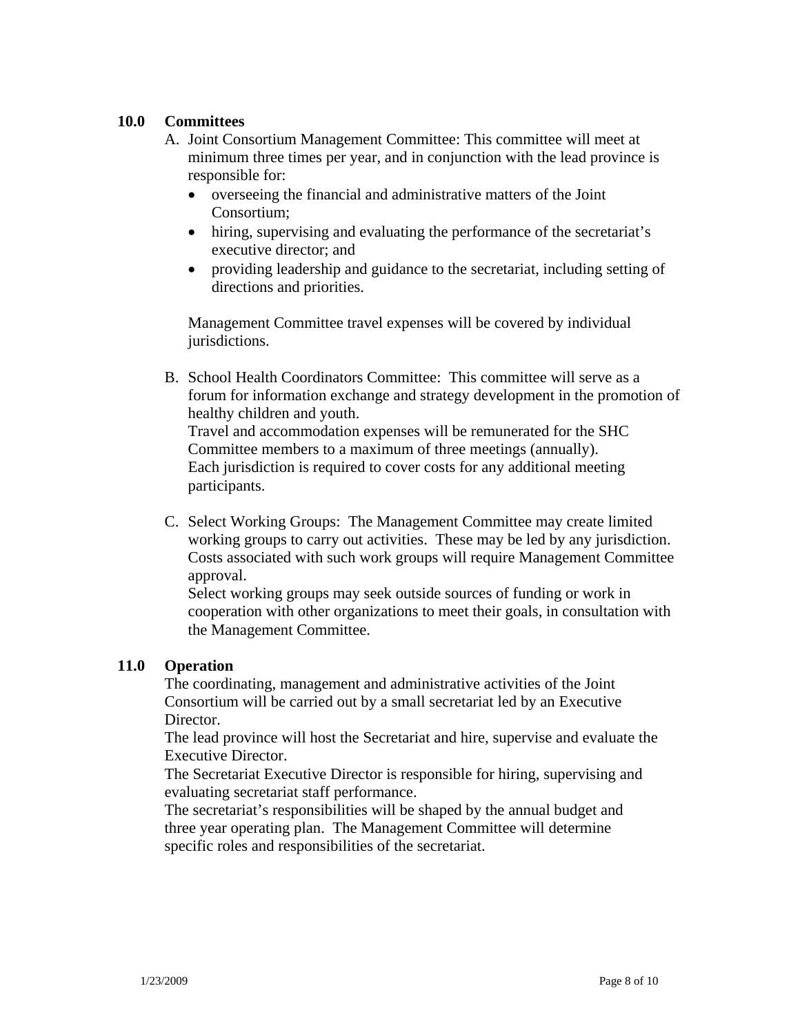## 10.0 Committees

A. Joint Consortium Management Committee: This committee will meet at minimum three times per year, and in conjunction with the lead province is responsible for:

   - overseeing the financial and administrative matters of the Joint Consortium;
   - hiring, supervising and evaluating the performance of the secretariat's executive director; and
   - providing leadership and guidance to the secretariat, including setting of directions and priorities.

   Management Committee travel expenses will be covered by individual jurisdictions.

B. School Health Coordinators Committee: This committee will serve as a forum for information exchange and strategy development in the promotion of healthy children and youth.
   Travel and accommodation expenses will be remunerated for the SHC Committee members to a maximum of three meetings (annually).
   Each jurisdiction is required to cover costs for any additional meeting participants.

C. Select Working Groups: The Management Committee may create limited working groups to carry out activities. These may be led by any jurisdiction. Costs associated with such work groups will require Management Committee approval.
   Select working groups may seek outside sources of funding or work in cooperation with other organizations to meet their goals, in consultation with the Management Committee.

## 11.0 Operation

The coordinating, management and administrative activities of the Joint Consortium will be carried out by a small secretariat led by an Executive Director.
The lead province will host the Secretariat and hire, supervise and evaluate the Executive Director.
The Secretariat Executive Director is responsible for hiring, supervising and evaluating secretariat staff performance.
The secretariat's responsibilities will be shaped by the annual budget and three year operating plan. The Management Committee will determine specific roles and responsibilities of the secretariat.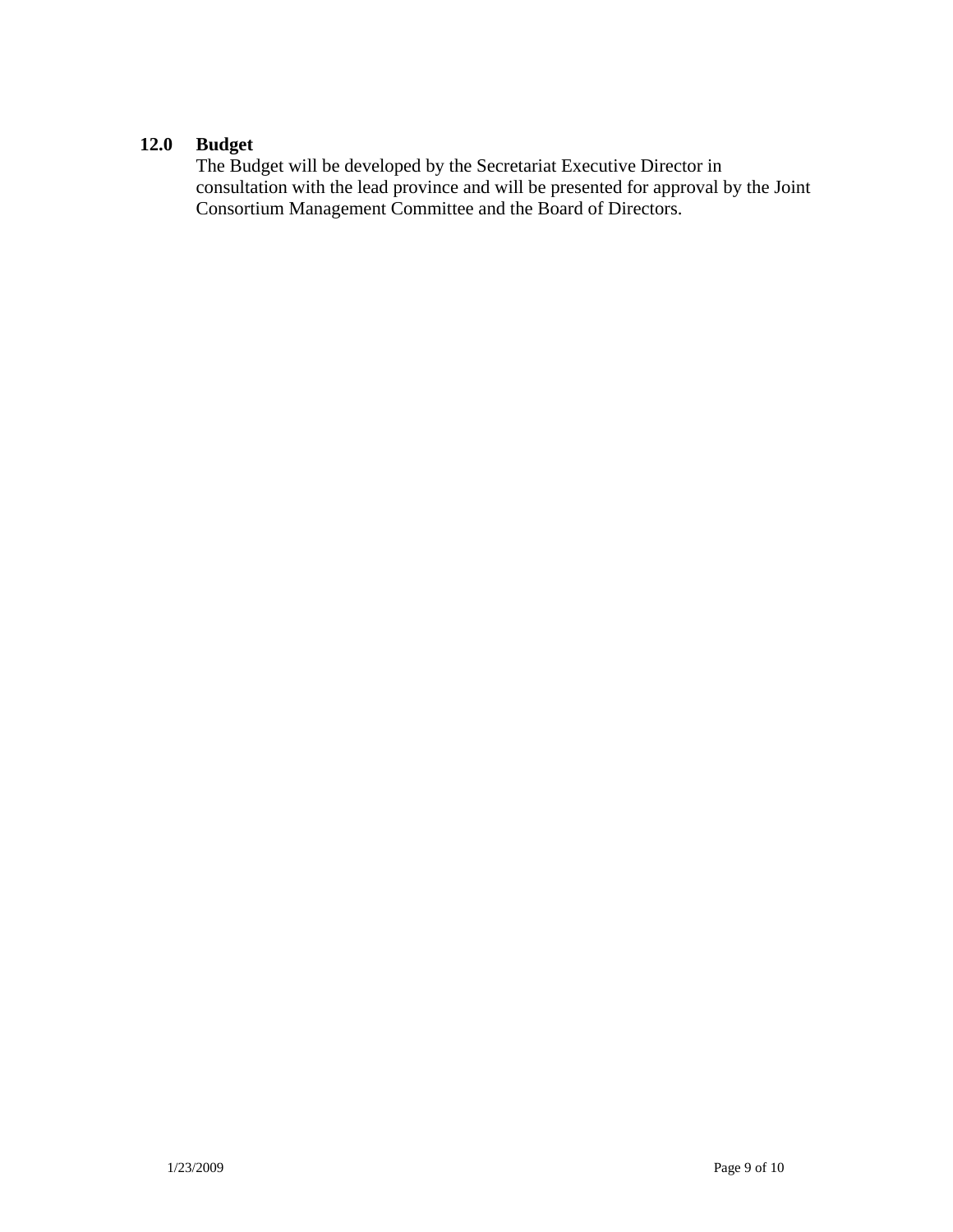## 12.0 Budget

The Budget will be developed by the Secretariat Executive Director in consultation with the lead province and will be presented for approval by the Joint Consortium Management Committee and the Board of Directors.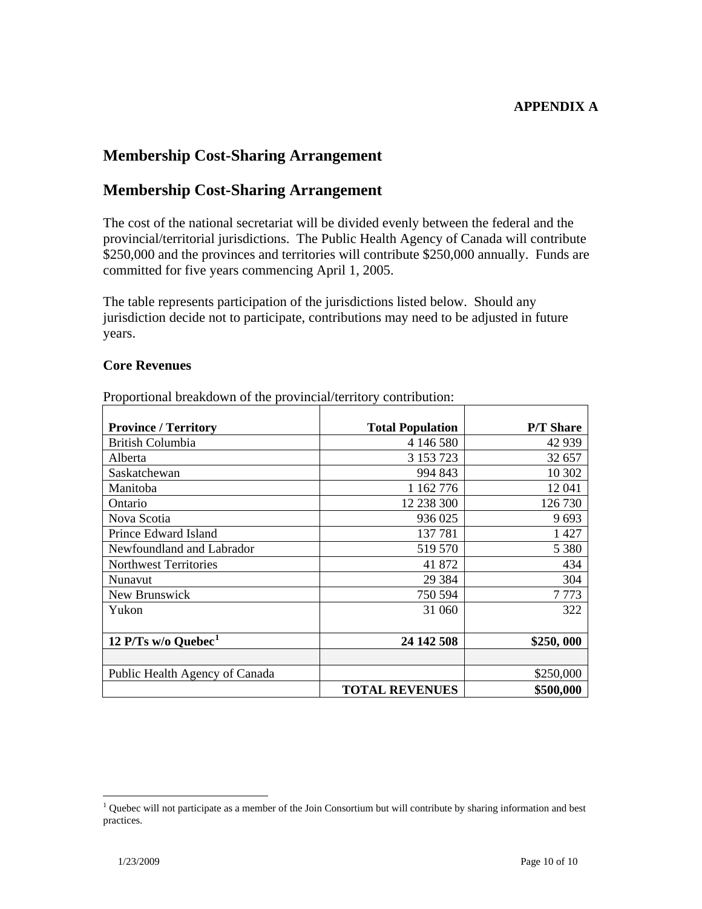**APPENDIX A**

## Membership Cost-Sharing Arrangement

## Membership Cost-Sharing Arrangement

The cost of the national secretariat will be divided evenly between the federal and the provincial/territorial jurisdictions. The Public Health Agency of Canada will contribute $250,000 and the provinces and territories will contribute $250,000 annually. Funds are committed for five years commencing April 1, 2005.

The table represents participation of the jurisdictions listed below. Should any jurisdiction decide not to participate, contributions may need to be adjusted in future years.

### Core Revenues

Proportional breakdown of the provincial/territory contribution:

| Province / Territory | Total Population | P/T Share |
|---|---:|---:|
| British Columbia | 4 146 580 | 42 939 |
| Alberta | 3 153 723 | 32 657 |
| Saskatchewan | 994 843 | 10 302 |
| Manitoba | 1 162 776 | 12 041 |
| Ontario | 12 238 300 | 126 730 |
| Nova Scotia | 936 025 | 9 693 |
| Prince Edward Island | 137 781 | 1 427 |
| Newfoundland and Labrador | 519 570 | 5 380 |
| Northwest Territories | 41 872 | 434 |
| Nunavut | 29 384 | 304 |
| New Brunswick | 750 594 | 7 773 |
| Yukon | 31 060 | 322 |
| **12 P/Ts w/o Quebec[1]** | **24 142 508** | **$250, 000** |
| | | |
| Public Health Agency of Canada | | $250,000 |
| | **TOTAL REVENUES** | **$500,000** |

[1] Quebec will not participate as a member of the Join Consortium but will contribute by sharing information and best practices.